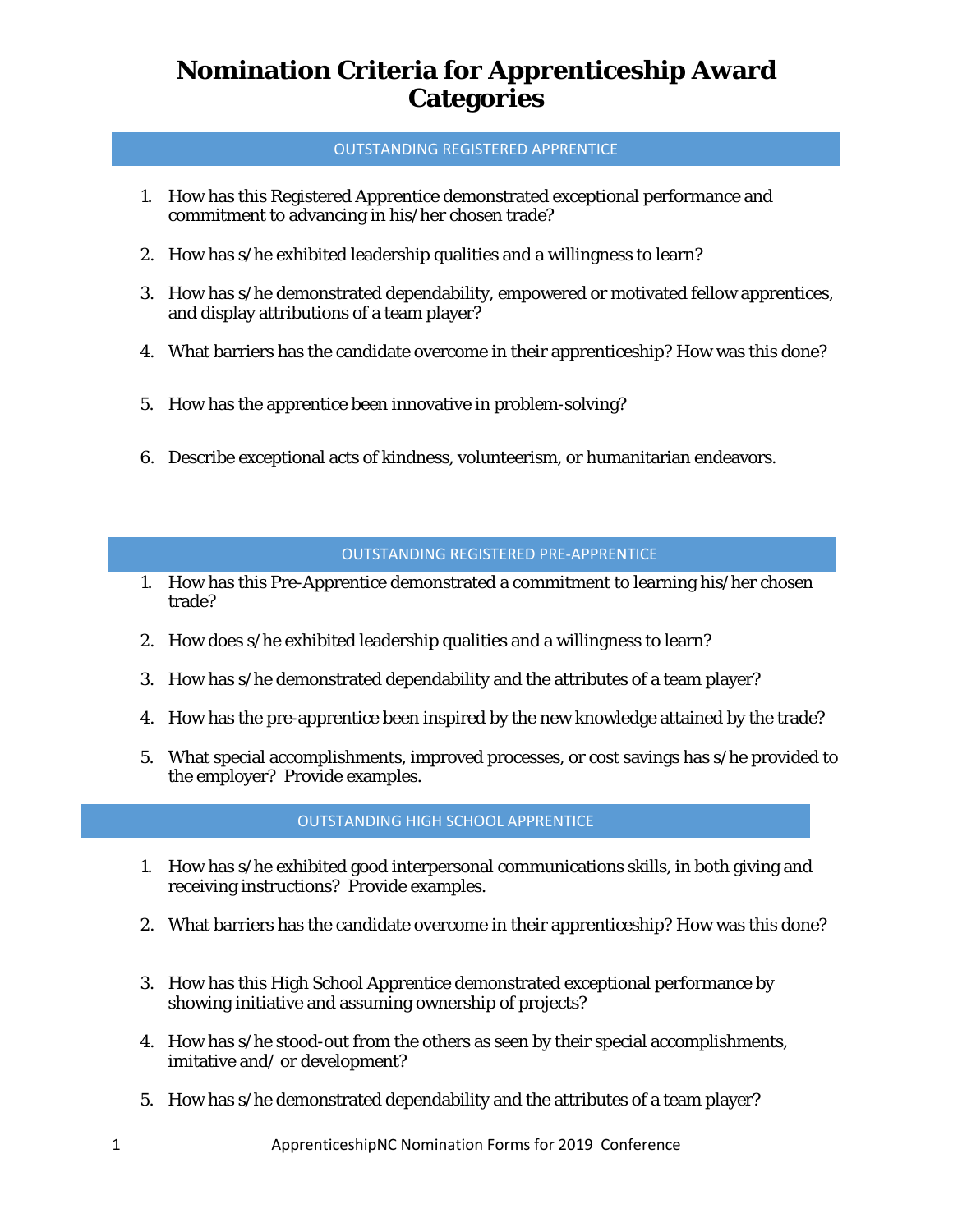# Nomination Criteria for Apprenticeship Award Categories

## OUTSTANDING REGISTERED APPRENTICE

1. How has this Registered Apprentice demonstrated exceptional performance and commitment to advancing in his/her chosen trade?

2. How has s/he exhibited leadership qualities and a willingness to learn?

3. How has s/he demonstrated dependability, empowered or motivated fellow apprentices, and display attributions of a team player?

4. What barriers has the candidate overcome in their apprenticeship? How was this done?

5. How has the apprentice been innovative in problem-solving?

6. Describe exceptional acts of kindness, volunteerism, or humanitarian endeavors.

## OUTSTANDING REGISTERED PRE-APPRENTICE

1. How has this Pre-Apprentice demonstrated a commitment to learning his/her chosen trade?

2. How does s/he exhibited leadership qualities and a willingness to learn?

3. How has s/he demonstrated dependability and the attributes of a team player?

4. How has the pre-apprentice been inspired by the new knowledge attained by the trade?

5. What special accomplishments, improved processes, or cost savings has s/he provided to the employer? Provide examples.

## OUTSTANDING HIGH SCHOOL APPRENTICE

1. How has s/he exhibited good interpersonal communications skills, in both giving and receiving instructions? Provide examples.

2. What barriers has the candidate overcome in their apprenticeship? How was this done?

3. How has this High School Apprentice demonstrated exceptional performance by showing initiative and assuming ownership of projects?

4. How has s/he stood-out from the others as seen by their special accomplishments, imitative and/ or development?

5. How has s/he demonstrated dependability and the attributes of a team player?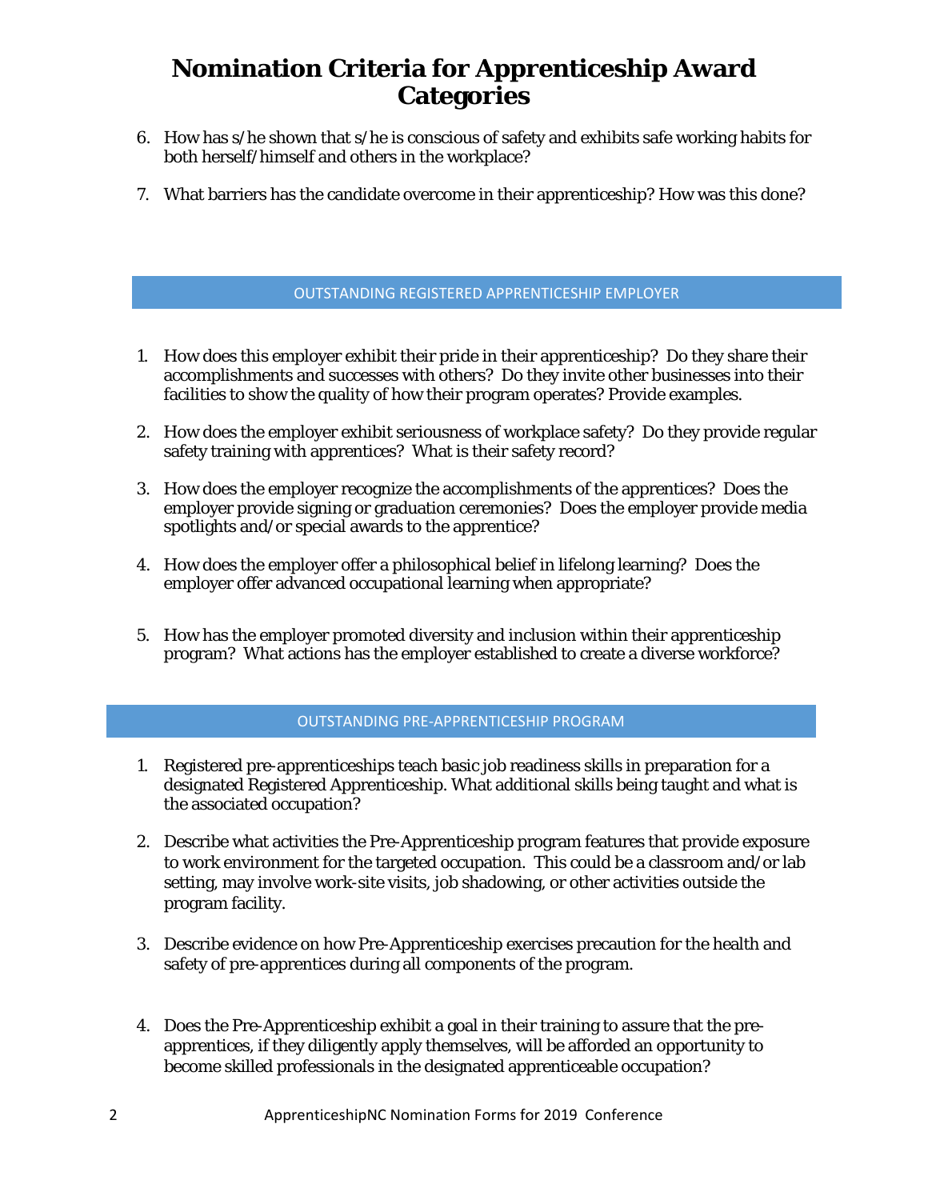# Nomination Criteria for Apprenticeship Award Categories

6. How has s/he shown that s/he is conscious of safety and exhibits safe working habits for both herself/himself and others in the workplace?

7. What barriers has the candidate overcome in their apprenticeship? How was this done?

## OUTSTANDING REGISTERED APPRENTICESHIP EMPLOYER

1. How does this employer exhibit their pride in their apprenticeship? Do they share their accomplishments and successes with others? Do they invite other businesses into their facilities to show the quality of how their program operates? Provide examples.

2. How does the employer exhibit seriousness of workplace safety? Do they provide regular safety training with apprentices? What is their safety record?

3. How does the employer recognize the accomplishments of the apprentices? Does the employer provide signing or graduation ceremonies? Does the employer provide media spotlights and/or special awards to the apprentice?

4. How does the employer offer a philosophical belief in lifelong learning? Does the employer offer advanced occupational learning when appropriate?

5. How has the employer promoted diversity and inclusion within their apprenticeship program? What actions has the employer established to create a diverse workforce?

## OUTSTANDING PRE-APPRENTICESHIP PROGRAM

1. Registered pre-apprenticeships teach basic job readiness skills in preparation for a designated Registered Apprenticeship. What additional skills being taught and what is the associated occupation?

2. Describe what activities the Pre-Apprenticeship program features that provide exposure to work environment for the targeted occupation. This could be a classroom and/or lab setting, may involve work-site visits, job shadowing, or other activities outside the program facility.

3. Describe evidence on how Pre-Apprenticeship exercises precaution for the health and safety of pre-apprentices during all components of the program.

4. Does the Pre-Apprenticeship exhibit a goal in their training to assure that the pre-apprentices, if they diligently apply themselves, will be afforded an opportunity to become skilled professionals in the designated apprenticeable occupation?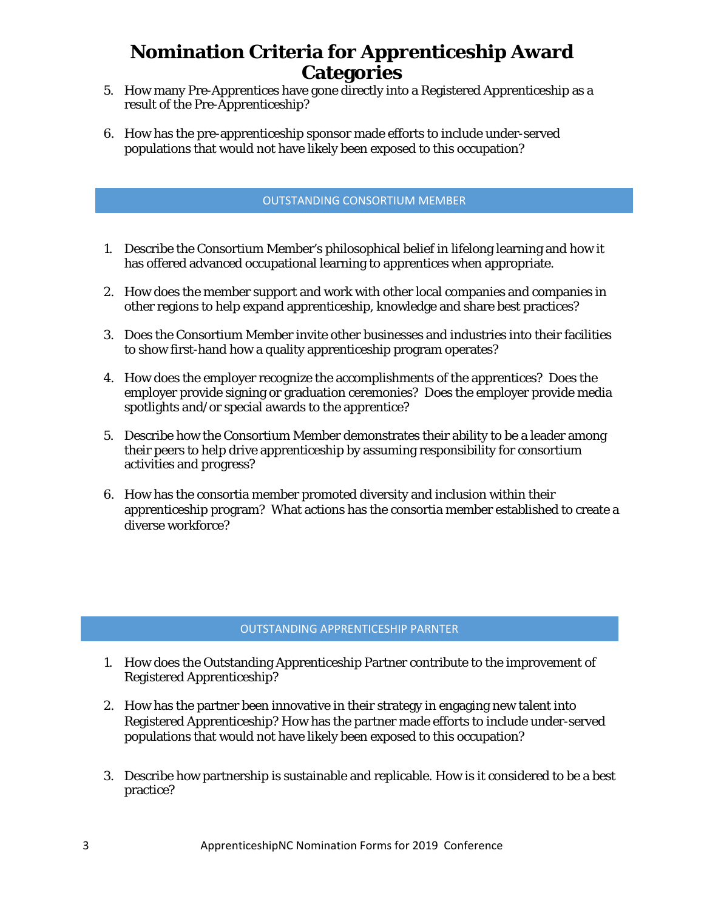# Nomination Criteria for Apprenticeship Award Categories

5. How many Pre-Apprentices have gone directly into a Registered Apprenticeship as a result of the Pre-Apprenticeship?

6. How has the pre-apprenticeship sponsor made efforts to include under-served populations that would not have likely been exposed to this occupation?

## OUTSTANDING CONSORTIUM MEMBER

1. Describe the Consortium Member's philosophical belief in lifelong learning and how it has offered advanced occupational learning to apprentices when appropriate.

2. How does the member support and work with other local companies and companies in other regions to help expand apprenticeship, knowledge and share best practices?

3. Does the Consortium Member invite other businesses and industries into their facilities to show first-hand how a quality apprenticeship program operates?

4. How does the employer recognize the accomplishments of the apprentices? Does the employer provide signing or graduation ceremonies? Does the employer provide media spotlights and/or special awards to the apprentice?

5. Describe how the Consortium Member demonstrates their ability to be a leader among their peers to help drive apprenticeship by assuming responsibility for consortium activities and progress?

6. How has the consortia member promoted diversity and inclusion within their apprenticeship program? What actions has the consortia member established to create a diverse workforce?

## OUTSTANDING APPRENTICESHIP PARNTER

1. How does the Outstanding Apprenticeship Partner contribute to the improvement of Registered Apprenticeship?

2. How has the partner been innovative in their strategy in engaging new talent into Registered Apprenticeship? How has the partner made efforts to include under-served populations that would not have likely been exposed to this occupation?

3. Describe how partnership is sustainable and replicable. How is it considered to be a best practice?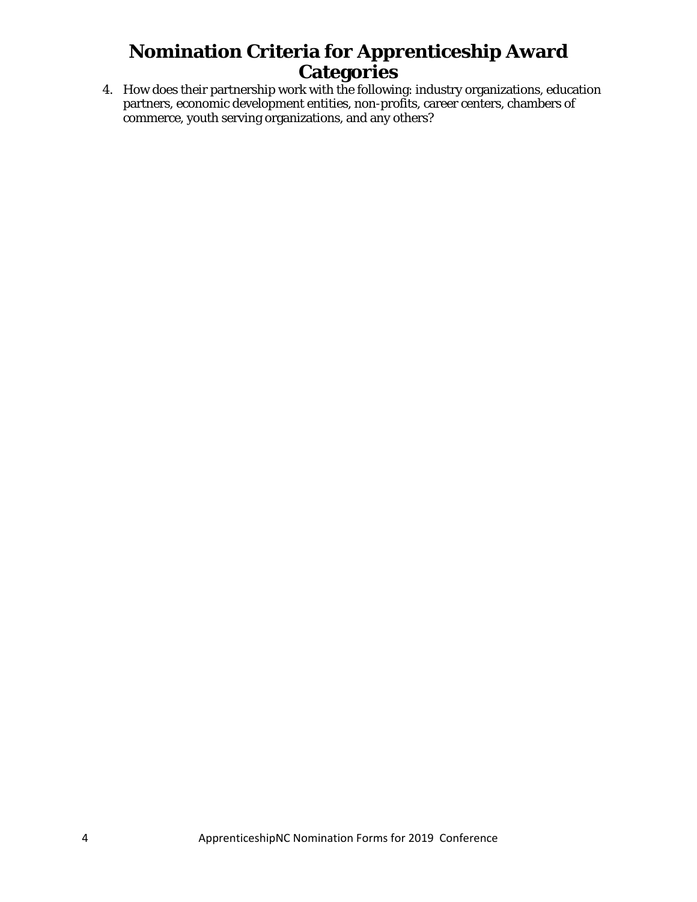# Nomination Criteria for Apprenticeship Award Categories

4. How does their partnership work with the following: industry organizations, education partners, economic development entities, non-profits, career centers, chambers of commerce, youth serving organizations, and any others?